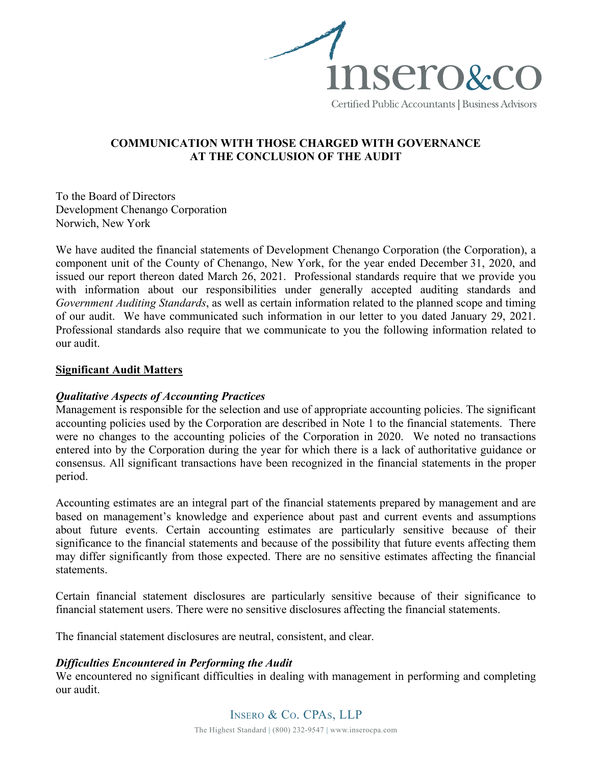# COMMUNICATION WITH THOSE CHARGED WITH GOVERNANCE AT THE CONCLUSION OF THE AUDIT

To the Board of Directors
Development Chenango Corporation
Norwich, New York

We have audited the financial statements of Development Chenango Corporation (the Corporation), a component unit of the County of Chenango, New York, for the year ended December 31, 2020, and issued our report thereon dated March 26, 2021. Professional standards require that we provide you with information about our responsibilities under generally accepted auditing standards and *Government Auditing Standards*, as well as certain information related to the planned scope and timing of our audit. We have communicated such information in our letter to you dated January 29, 2021. Professional standards also require that we communicate to you the following information related to our audit.

## Significant Audit Matters

### *Qualitative Aspects of Accounting Practices*

Management is responsible for the selection and use of appropriate accounting policies. The significant accounting policies used by the Corporation are described in Note 1 to the financial statements. There were no changes to the accounting policies of the Corporation in 2020. We noted no transactions entered into by the Corporation during the year for which there is a lack of authoritative guidance or consensus. All significant transactions have been recognized in the financial statements in the proper period.

Accounting estimates are an integral part of the financial statements prepared by management and are based on management's knowledge and experience about past and current events and assumptions about future events. Certain accounting estimates are particularly sensitive because of their significance to the financial statements and because of the possibility that future events affecting them may differ significantly from those expected. There are no sensitive estimates affecting the financial statements.

Certain financial statement disclosures are particularly sensitive because of their significance to financial statement users. There were no sensitive disclosures affecting the financial statements.

The financial statement disclosures are neutral, consistent, and clear.

### *Difficulties Encountered in Performing the Audit*

We encountered no significant difficulties in dealing with management in performing and completing our audit.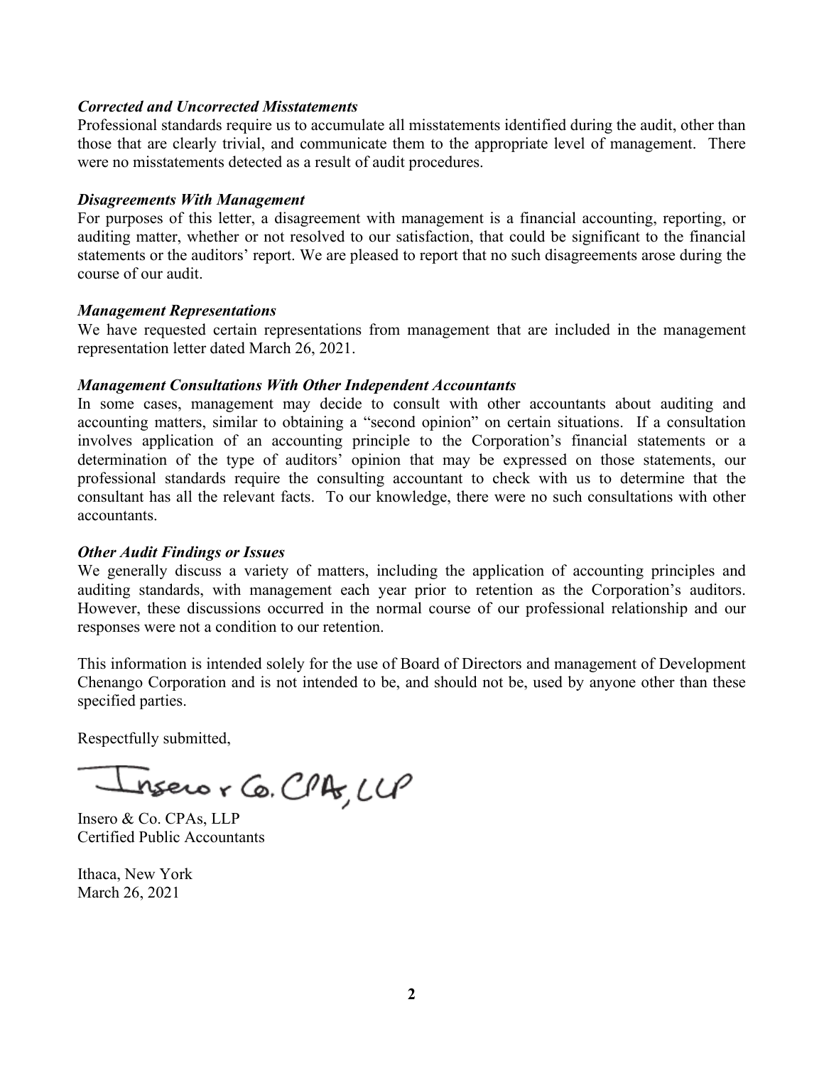***Corrected and Uncorrected Misstatements***

Professional standards require us to accumulate all misstatements identified during the audit, other than those that are clearly trivial, and communicate them to the appropriate level of management. There were no misstatements detected as a result of audit procedures.

***Disagreements With Management***

For purposes of this letter, a disagreement with management is a financial accounting, reporting, or auditing matter, whether or not resolved to our satisfaction, that could be significant to the financial statements or the auditors' report. We are pleased to report that no such disagreements arose during the course of our audit.

***Management Representations***

We have requested certain representations from management that are included in the management representation letter dated March 26, 2021.

***Management Consultations With Other Independent Accountants***

In some cases, management may decide to consult with other accountants about auditing and accounting matters, similar to obtaining a "second opinion" on certain situations. If a consultation involves application of an accounting principle to the Corporation's financial statements or a determination of the type of auditors' opinion that may be expressed on those statements, our professional standards require the consulting accountant to check with us to determine that the consultant has all the relevant facts. To our knowledge, there were no such consultations with other accountants.

***Other Audit Findings or Issues***

We generally discuss a variety of matters, including the application of accounting principles and auditing standards, with management each year prior to retention as the Corporation's auditors. However, these discussions occurred in the normal course of our professional relationship and our responses were not a condition to our retention.

This information is intended solely for the use of Board of Directors and management of Development Chenango Corporation and is not intended to be, and should not be, used by anyone other than these specified parties.

Respectfully submitted,

Insero & Co. CPAs, LLP

Insero & Co. CPAs, LLP
Certified Public Accountants

Ithaca, New York
March 26, 2021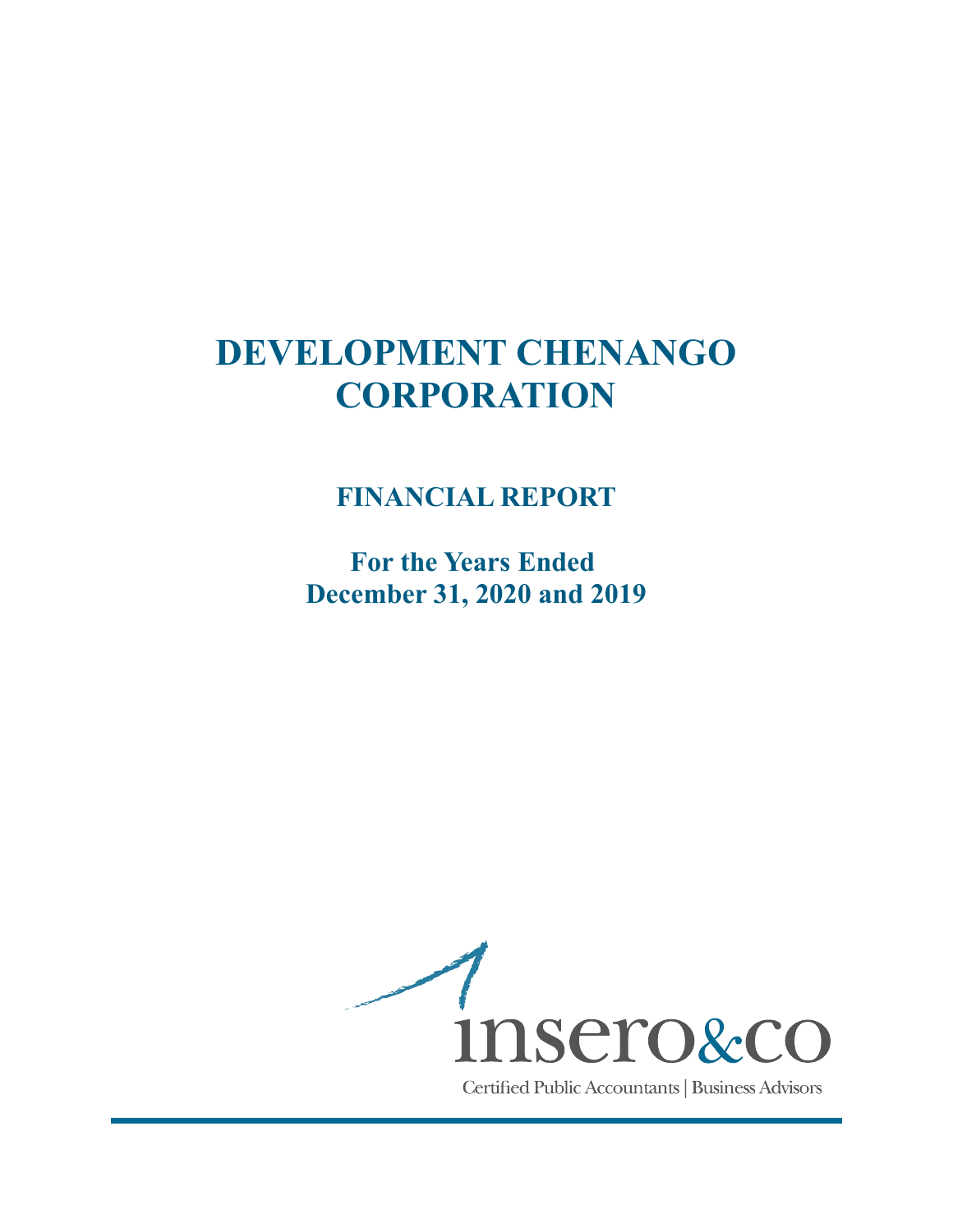# DEVELOPMENT CHENANGO CORPORATION

## FINANCIAL REPORT

### For the Years Ended December 31, 2020 and 2019

insero&co

Certified Public Accountants | Business Advisors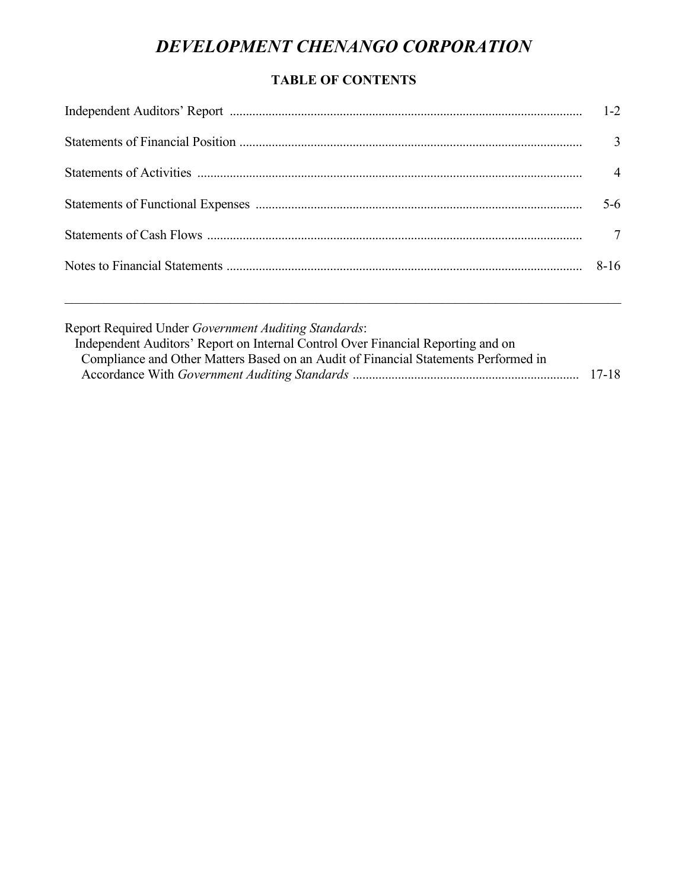# *DEVELOPMENT CHENANGO CORPORATION*

## TABLE OF CONTENTS

| | |
|---|---|
| Independent Auditors' Report | 1-2 |
| Statements of Financial Position | 3 |
| Statements of Activities | 4 |
| Statements of Functional Expenses | 5-6 |
| Statements of Cash Flows | 7 |
| Notes to Financial Statements | 8-16 |

---

| | |
|---|---|
| Report Required Under *Government Auditing Standards*: | |
| Independent Auditors' Report on Internal Control Over Financial Reporting and on Compliance and Other Matters Based on an Audit of Financial Statements Performed in Accordance With *Government Auditing Standards* | 17-18 |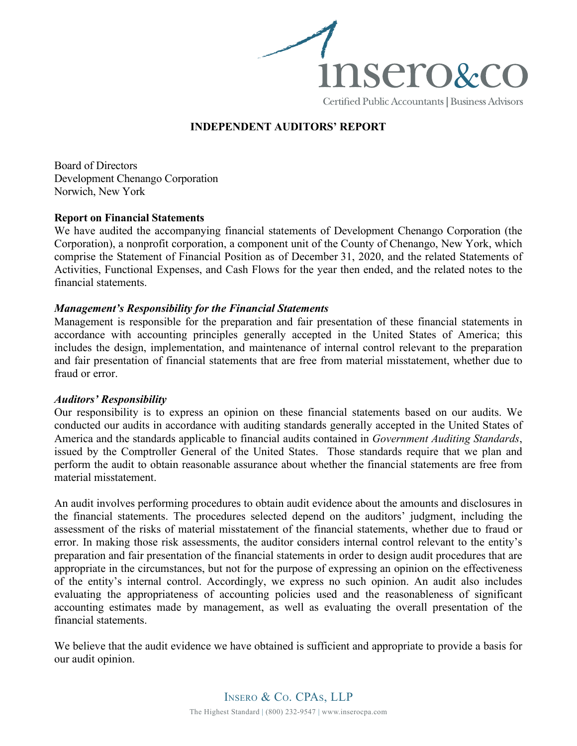## INDEPENDENT AUDITORS' REPORT

Board of Directors
Development Chenango Corporation
Norwich, New York

**Report on Financial Statements**

We have audited the accompanying financial statements of Development Chenango Corporation (the Corporation), a nonprofit corporation, a component unit of the County of Chenango, New York, which comprise the Statement of Financial Position as of December 31, 2020, and the related Statements of Activities, Functional Expenses, and Cash Flows for the year then ended, and the related notes to the financial statements.

***Management's Responsibility for the Financial Statements***

Management is responsible for the preparation and fair presentation of these financial statements in accordance with accounting principles generally accepted in the United States of America; this includes the design, implementation, and maintenance of internal control relevant to the preparation and fair presentation of financial statements that are free from material misstatement, whether due to fraud or error.

***Auditors' Responsibility***

Our responsibility is to express an opinion on these financial statements based on our audits. We conducted our audits in accordance with auditing standards generally accepted in the United States of America and the standards applicable to financial audits contained in *Government Auditing Standards*, issued by the Comptroller General of the United States. Those standards require that we plan and perform the audit to obtain reasonable assurance about whether the financial statements are free from material misstatement.

An audit involves performing procedures to obtain audit evidence about the amounts and disclosures in the financial statements. The procedures selected depend on the auditors' judgment, including the assessment of the risks of material misstatement of the financial statements, whether due to fraud or error. In making those risk assessments, the auditor considers internal control relevant to the entity's preparation and fair presentation of the financial statements in order to design audit procedures that are appropriate in the circumstances, but not for the purpose of expressing an opinion on the effectiveness of the entity's internal control. Accordingly, we express no such opinion. An audit also includes evaluating the appropriateness of accounting policies used and the reasonableness of significant accounting estimates made by management, as well as evaluating the overall presentation of the financial statements.

We believe that the audit evidence we have obtained is sufficient and appropriate to provide a basis for our audit opinion.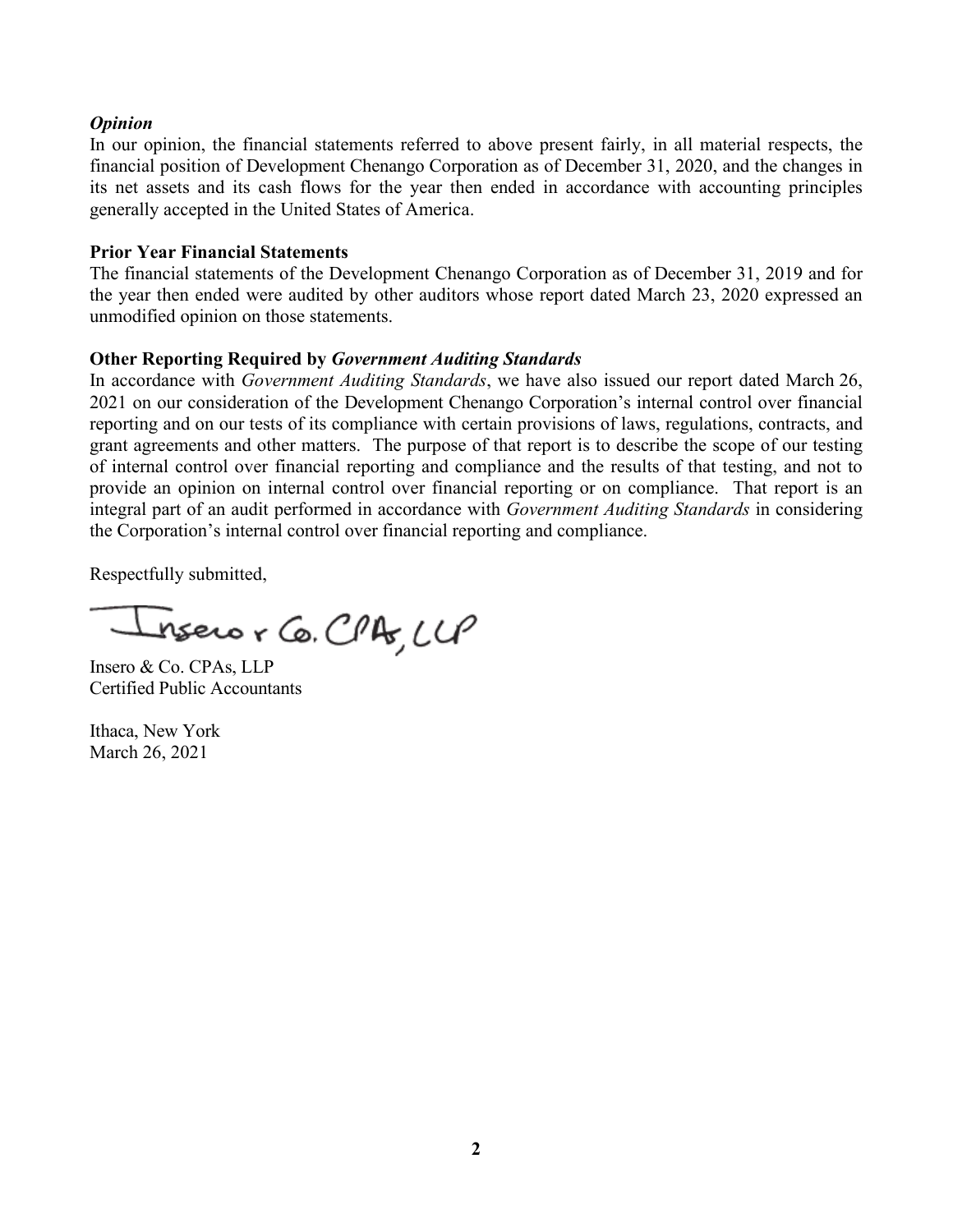***Opinion***

In our opinion, the financial statements referred to above present fairly, in all material respects, the financial position of Development Chenango Corporation as of December 31, 2020, and the changes in its net assets and its cash flows for the year then ended in accordance with accounting principles generally accepted in the United States of America.

**Prior Year Financial Statements**

The financial statements of the Development Chenango Corporation as of December 31, 2019 and for the year then ended were audited by other auditors whose report dated March 23, 2020 expressed an unmodified opinion on those statements.

**Other Reporting Required by *Government Auditing Standards***

In accordance with *Government Auditing Standards*, we have also issued our report dated March 26, 2021 on our consideration of the Development Chenango Corporation's internal control over financial reporting and on our tests of its compliance with certain provisions of laws, regulations, contracts, and grant agreements and other matters. The purpose of that report is to describe the scope of our testing of internal control over financial reporting and compliance and the results of that testing, and not to provide an opinion on internal control over financial reporting or on compliance. That report is an integral part of an audit performed in accordance with *Government Auditing Standards* in considering the Corporation's internal control over financial reporting and compliance.

Respectfully submitted,

Insero & Co. CPAs, LLP

Insero & Co. CPAs, LLP
Certified Public Accountants

Ithaca, New York
March 26, 2021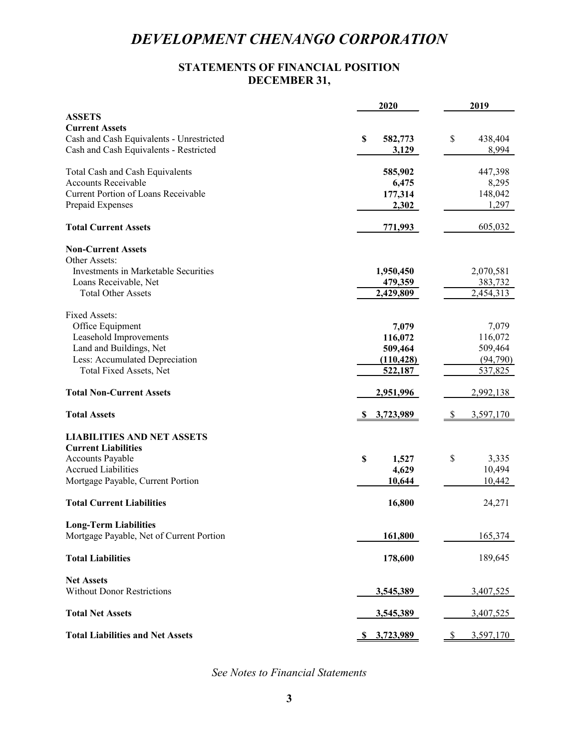# DEVELOPMENT CHENANGO CORPORATION

## STATEMENTS OF FINANCIAL POSITION
## DECEMBER 31,

| | 2020 | 2019 |
|---|---|---|
| **ASSETS** | | |
| **Current Assets** | | |
| Cash and Cash Equivalents - Unrestricted | **$ 582,773** | $ 438,404 |
| Cash and Cash Equivalents - Restricted | **3,129** | 8,994 |
| Total Cash and Cash Equivalents | **585,902** | 447,398 |
| Accounts Receivable | **6,475** | 8,295 |
| Current Portion of Loans Receivable | **177,314** | 148,042 |
| Prepaid Expenses | **2,302** | 1,297 |
| **Total Current Assets** | **771,993** | 605,032 |
| **Non-Current Assets** | | |
| Other Assets: | | |
| Investments in Marketable Securities | **1,950,450** | 2,070,581 |
| Loans Receivable, Net | **479,359** | 383,732 |
| Total Other Assets | **2,429,809** | 2,454,313 |
| Fixed Assets: | | |
| Office Equipment | **7,079** | 7,079 |
| Leasehold Improvements | **116,072** | 116,072 |
| Land and Buildings, Net | **509,464** | 509,464 |
| Less: Accumulated Depreciation | **(110,428)** | (94,790) |
| Total Fixed Assets, Net | **522,187** | 537,825 |
| **Total Non-Current Assets** | **2,951,996** | 2,992,138 |
| **Total Assets** | **$ 3,723,989** | $ 3,597,170 |
| **LIABILITIES AND NET ASSETS** | | |
| **Current Liabilities** | | |
| Accounts Payable | **$ 1,527** | $ 3,335 |
| Accrued Liabilities | **4,629** | 10,494 |
| Mortgage Payable, Current Portion | **10,644** | 10,442 |
| **Total Current Liabilities** | **16,800** | 24,271 |
| **Long-Term Liabilities** | | |
| Mortgage Payable, Net of Current Portion | **161,800** | 165,374 |
| **Total Liabilities** | **178,600** | 189,645 |
| **Net Assets** | | |
| Without Donor Restrictions | **3,545,389** | 3,407,525 |
| **Total Net Assets** | **3,545,389** | 3,407,525 |
| **Total Liabilities and Net Assets** | **$ 3,723,989** | $ 3,597,170 |

*See Notes to Financial Statements*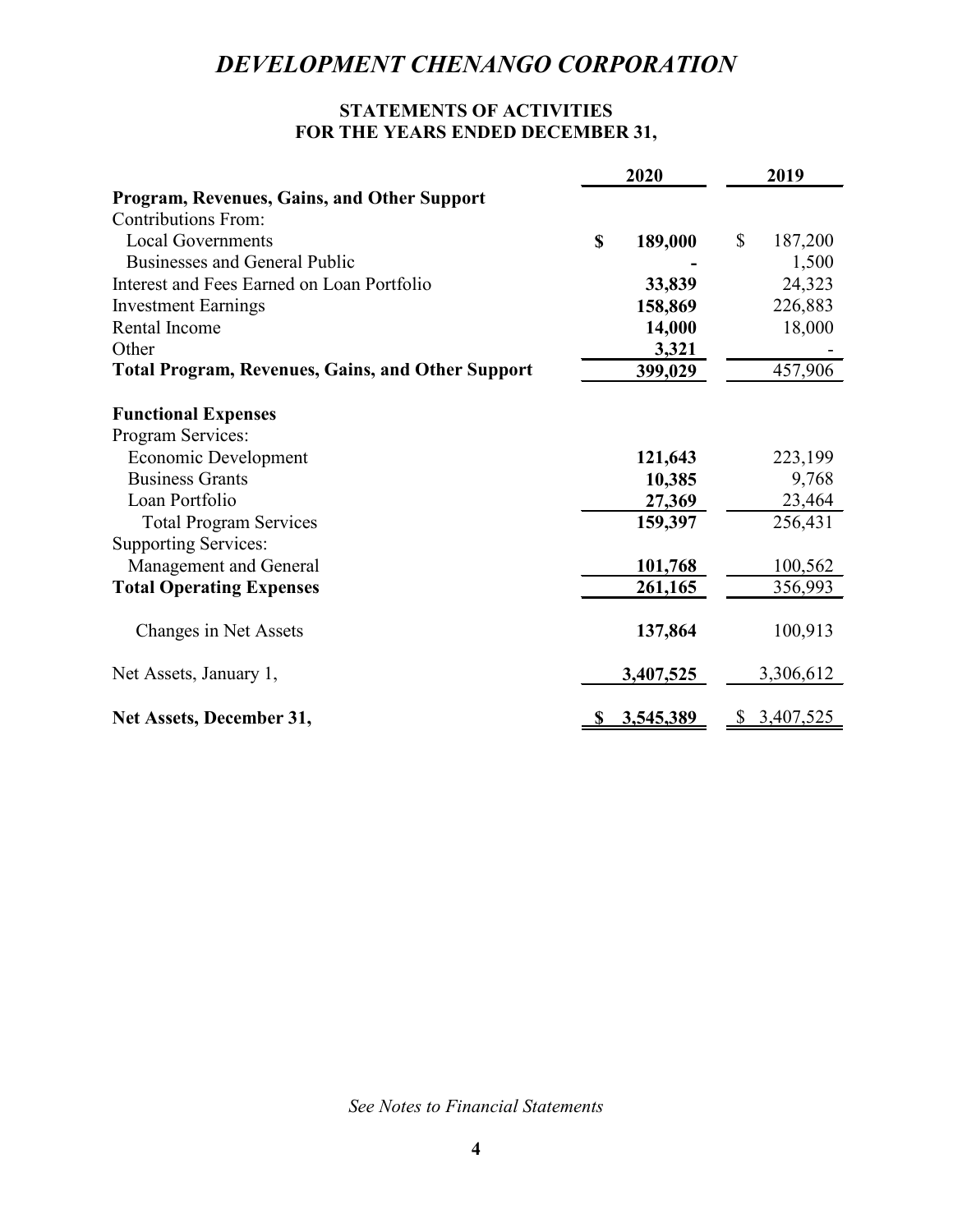# *DEVELOPMENT CHENANGO CORPORATION*

## STATEMENTS OF ACTIVITIES
## FOR THE YEARS ENDED DECEMBER 31,

| | 2020 | 2019 |
|---|---|---|
| **Program, Revenues, Gains, and Other Support** | | |
| Contributions From: | | |
| Local Governments | **$ 189,000** | $ 187,200 |
| Businesses and General Public | **-** | 1,500 |
| Interest and Fees Earned on Loan Portfolio | **33,839** | 24,323 |
| Investment Earnings | **158,869** | 226,883 |
| Rental Income | **14,000** | 18,000 |
| Other | **3,321** | - |
| **Total Program, Revenues, Gains, and Other Support** | **399,029** | 457,906 |
| | | |
| **Functional Expenses** | | |
| Program Services: | | |
| Economic Development | **121,643** | 223,199 |
| Business Grants | **10,385** | 9,768 |
| Loan Portfolio | **27,369** | 23,464 |
| Total Program Services | **159,397** | 256,431 |
| Supporting Services: | | |
| Management and General | **101,768** | 100,562 |
| **Total Operating Expenses** | **261,165** | 356,993 |
| | | |
| Changes in Net Assets | **137,864** | 100,913 |
| | | |
| Net Assets, January 1, | **3,407,525** | 3,306,612 |
| | | |
| **Net Assets, December 31,** | **$ 3,545,389** | $ 3,407,525 |

*See Notes to Financial Statements*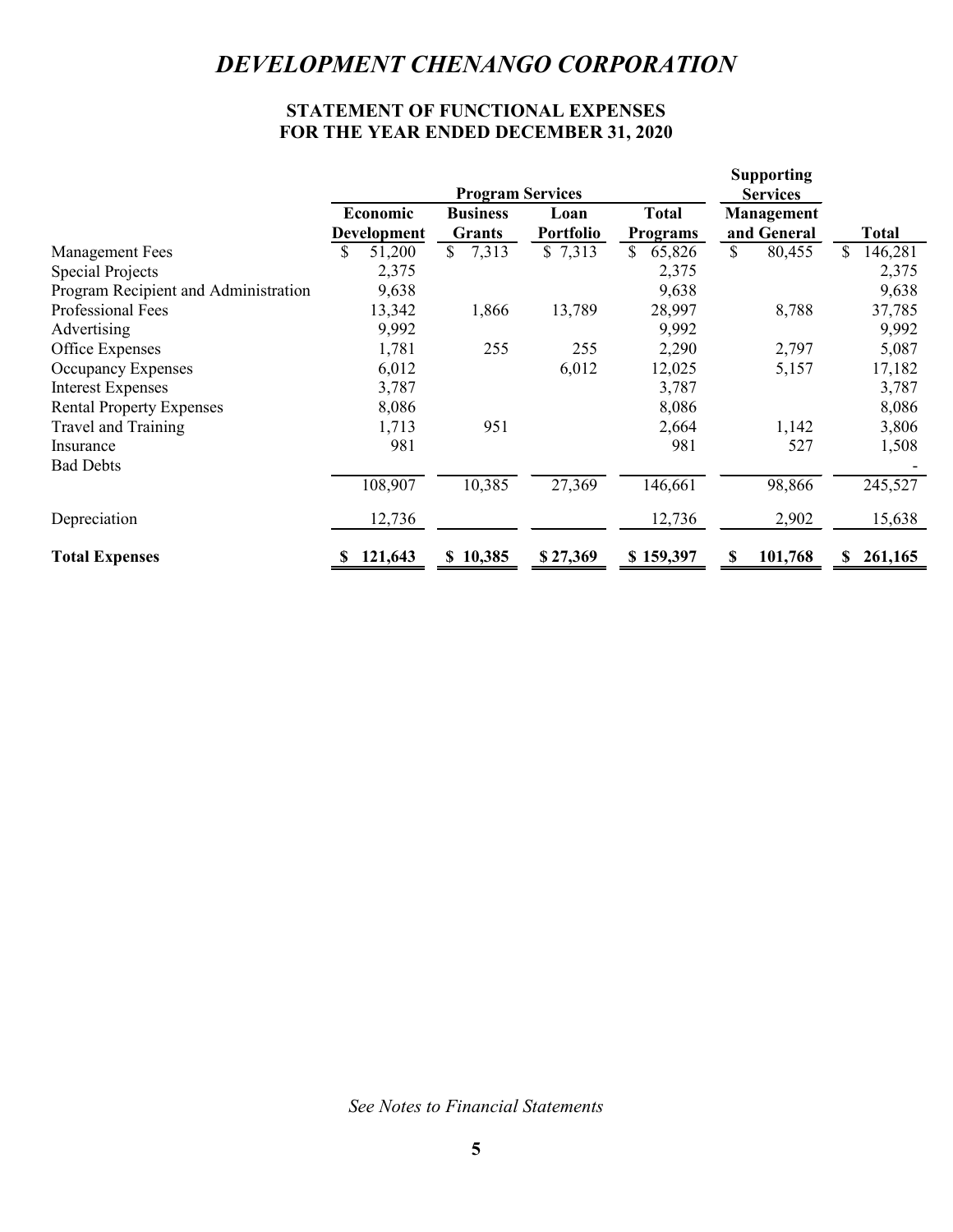# DEVELOPMENT CHENANGO CORPORATION

## STATEMENT OF FUNCTIONAL EXPENSES
## FOR THE YEAR ENDED DECEMBER 31, 2020

| | Program Services | | | | Supporting Services | |
|---|---|---|---|---|---|---|
| | Economic Development | Business Grants | Loan Portfolio | Total Programs | Management and General | Total |
| Management Fees | $ 51,200 | $ 7,313 | $ 7,313 | $ 65,826 | $ 80,455 | $ 146,281 |
| Special Projects | 2,375 | | | 2,375 | | 2,375 |
| Program Recipient and Administration | 9,638 | | | 9,638 | | 9,638 |
| Professional Fees | 13,342 | 1,866 | 13,789 | 28,997 | 8,788 | 37,785 |
| Advertising | 9,992 | | | 9,992 | | 9,992 |
| Office Expenses | 1,781 | 255 | 255 | 2,290 | 2,797 | 5,087 |
| Occupancy Expenses | 6,012 | | 6,012 | 12,025 | 5,157 | 17,182 |
| Interest Expenses | 3,787 | | | 3,787 | | 3,787 |
| Rental Property Expenses | 8,086 | | | 8,086 | | 8,086 |
| Travel and Training | 1,713 | 951 | | 2,664 | 1,142 | 3,806 |
| Insurance | 981 | | | 981 | 527 | 1,508 |
| Bad Debts | | | | | | - |
| | 108,907 | 10,385 | 27,369 | 146,661 | 98,866 | 245,527 |
| Depreciation | 12,736 | | | 12,736 | 2,902 | 15,638 |
| **Total Expenses** | **$ 121,643** | **$ 10,385** | **$ 27,369** | **$ 159,397** | **$ 101,768** | **$ 261,165** |

*See Notes to Financial Statements*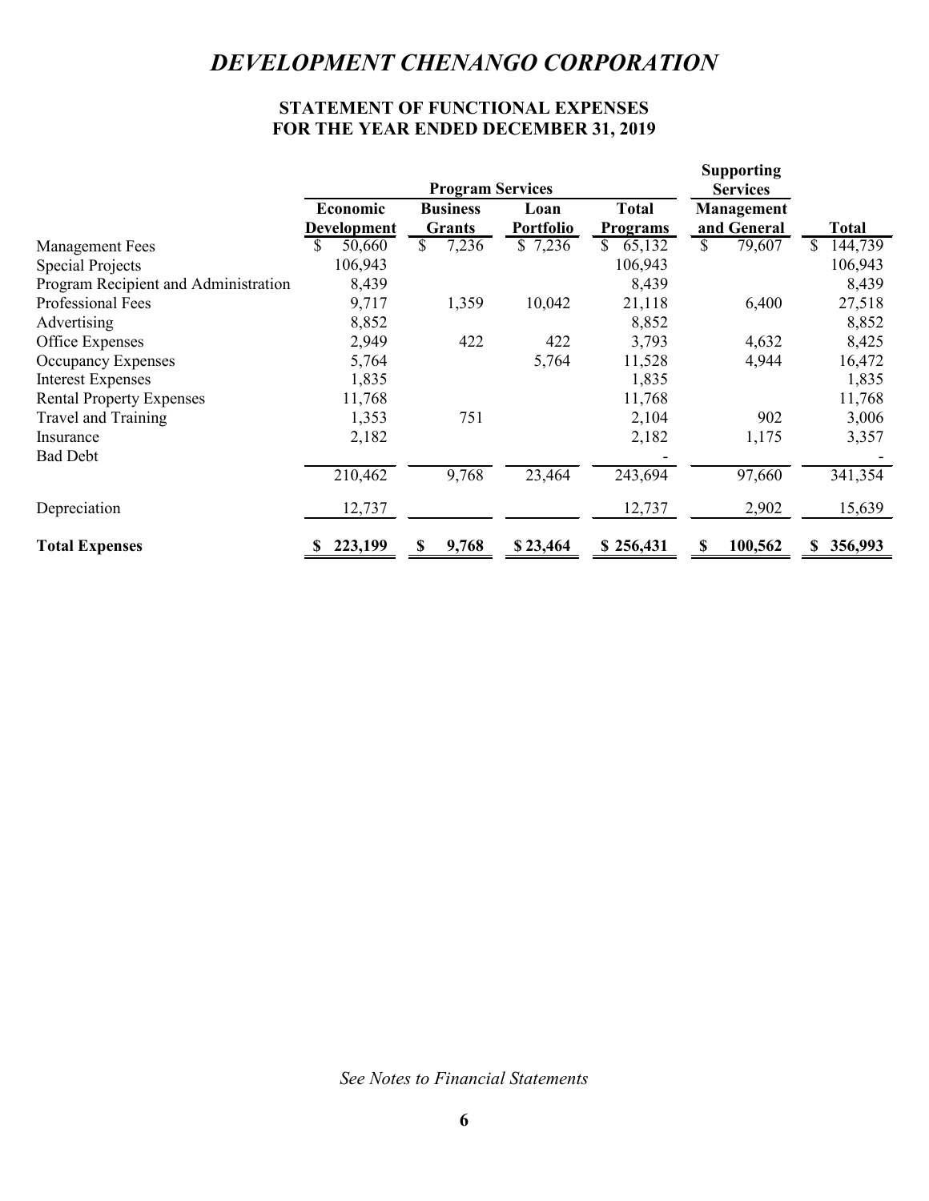# *DEVELOPMENT CHENANGO CORPORATION*

## STATEMENT OF FUNCTIONAL EXPENSES
## FOR THE YEAR ENDED DECEMBER 31, 2019

| | Program Services | | | | Supporting Services | |
|---|---|---|---|---|---|---|
| | Economic Development | Business Grants | Loan Portfolio | Total Programs | Management and General | Total |
| Management Fees | $ 50,660 | $ 7,236 | $ 7,236 | $ 65,132 | $ 79,607 | $ 144,739 |
| Special Projects | 106,943 | | | 106,943 | | 106,943 |
| Program Recipient and Administration | 8,439 | | | 8,439 | | 8,439 |
| Professional Fees | 9,717 | 1,359 | 10,042 | 21,118 | 6,400 | 27,518 |
| Advertising | 8,852 | | | 8,852 | | 8,852 |
| Office Expenses | 2,949 | 422 | 422 | 3,793 | 4,632 | 8,425 |
| Occupancy Expenses | 5,764 | | 5,764 | 11,528 | 4,944 | 16,472 |
| Interest Expenses | 1,835 | | | 1,835 | | 1,835 |
| Rental Property Expenses | 11,768 | | | 11,768 | | 11,768 |
| Travel and Training | 1,353 | 751 | | 2,104 | 902 | 3,006 |
| Insurance | 2,182 | | | 2,182 | 1,175 | 3,357 |
| Bad Debt | | | | - | | - |
| | 210,462 | 9,768 | 23,464 | 243,694 | 97,660 | 341,354 |
| Depreciation | 12,737 | | | 12,737 | 2,902 | 15,639 |
| **Total Expenses** | **$ 223,199** | **$ 9,768** | **$ 23,464** | **$ 256,431** | **$ 100,562** | **$ 356,993** |

*See Notes to Financial Statements*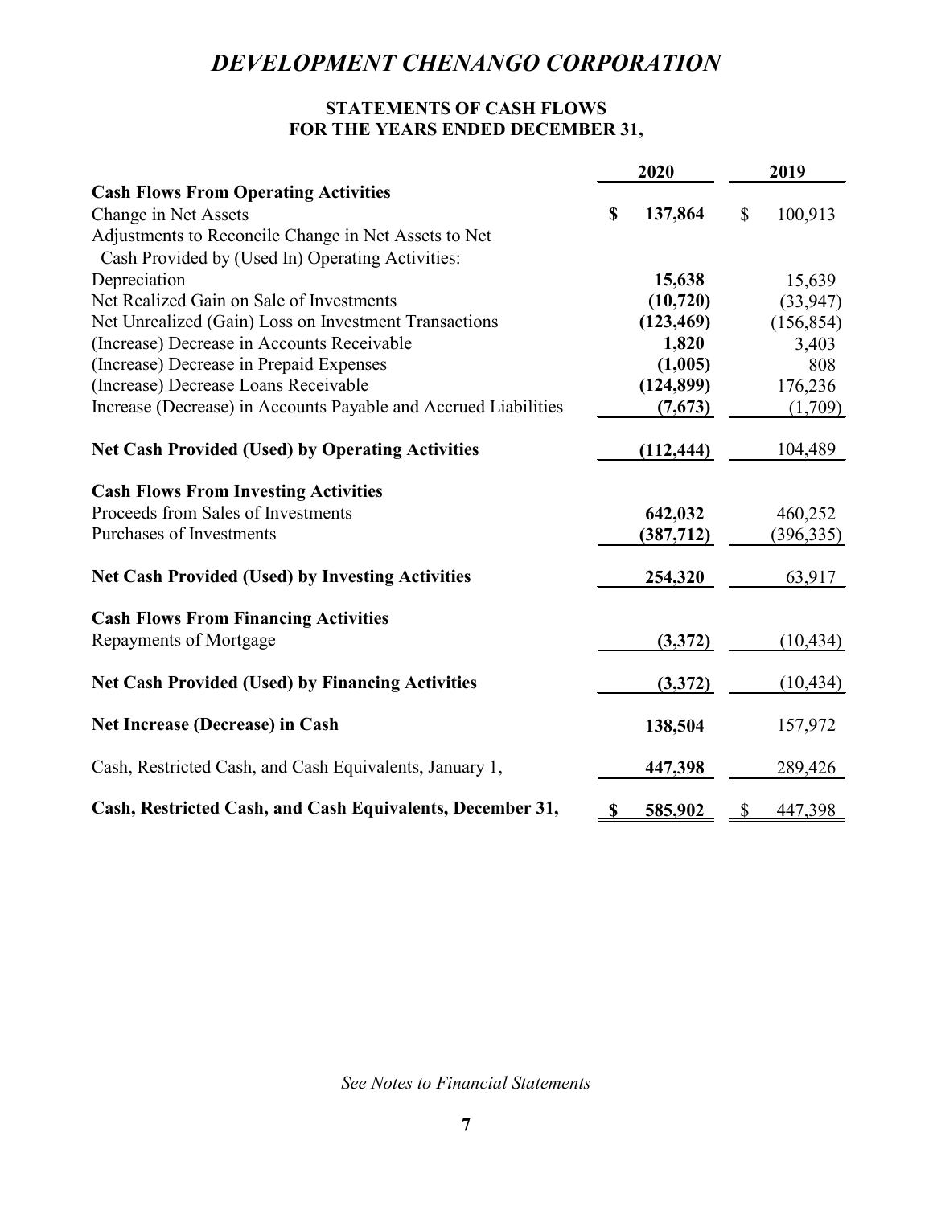# DEVELOPMENT CHENANGO CORPORATION

## STATEMENTS OF CASH FLOWS
## FOR THE YEARS ENDED DECEMBER 31,

| | 2020 | 2019 |
|---|---|---|
| **Cash Flows From Operating Activities** | | |
| Change in Net Assets | **$ 137,864** | $ 100,913 |
| Adjustments to Reconcile Change in Net Assets to Net Cash Provided by (Used In) Operating Activities: | | |
| Depreciation | **15,638** | 15,639 |
| Net Realized Gain on Sale of Investments | **(10,720)** | (33,947) |
| Net Unrealized (Gain) Loss on Investment Transactions | **(123,469)** | (156,854) |
| (Increase) Decrease in Accounts Receivable | **1,820** | 3,403 |
| (Increase) Decrease in Prepaid Expenses | **(1,005)** | 808 |
| (Increase) Decrease Loans Receivable | **(124,899)** | 176,236 |
| Increase (Decrease) in Accounts Payable and Accrued Liabilities | **(7,673)** | (1,709) |
| **Net Cash Provided (Used) by Operating Activities** | **(112,444)** | 104,489 |
| **Cash Flows From Investing Activities** | | |
| Proceeds from Sales of Investments | **642,032** | 460,252 |
| Purchases of Investments | **(387,712)** | (396,335) |
| **Net Cash Provided (Used) by Investing Activities** | **254,320** | 63,917 |
| **Cash Flows From Financing Activities** | | |
| Repayments of Mortgage | **(3,372)** | (10,434) |
| **Net Cash Provided (Used) by Financing Activities** | **(3,372)** | (10,434) |
| **Net Increase (Decrease) in Cash** | **138,504** | 157,972 |
| Cash, Restricted Cash, and Cash Equivalents, January 1, | **447,398** | 289,426 |
| **Cash, Restricted Cash, and Cash Equivalents, December 31,** | **$ 585,902** | $ 447,398 |

*See Notes to Financial Statements*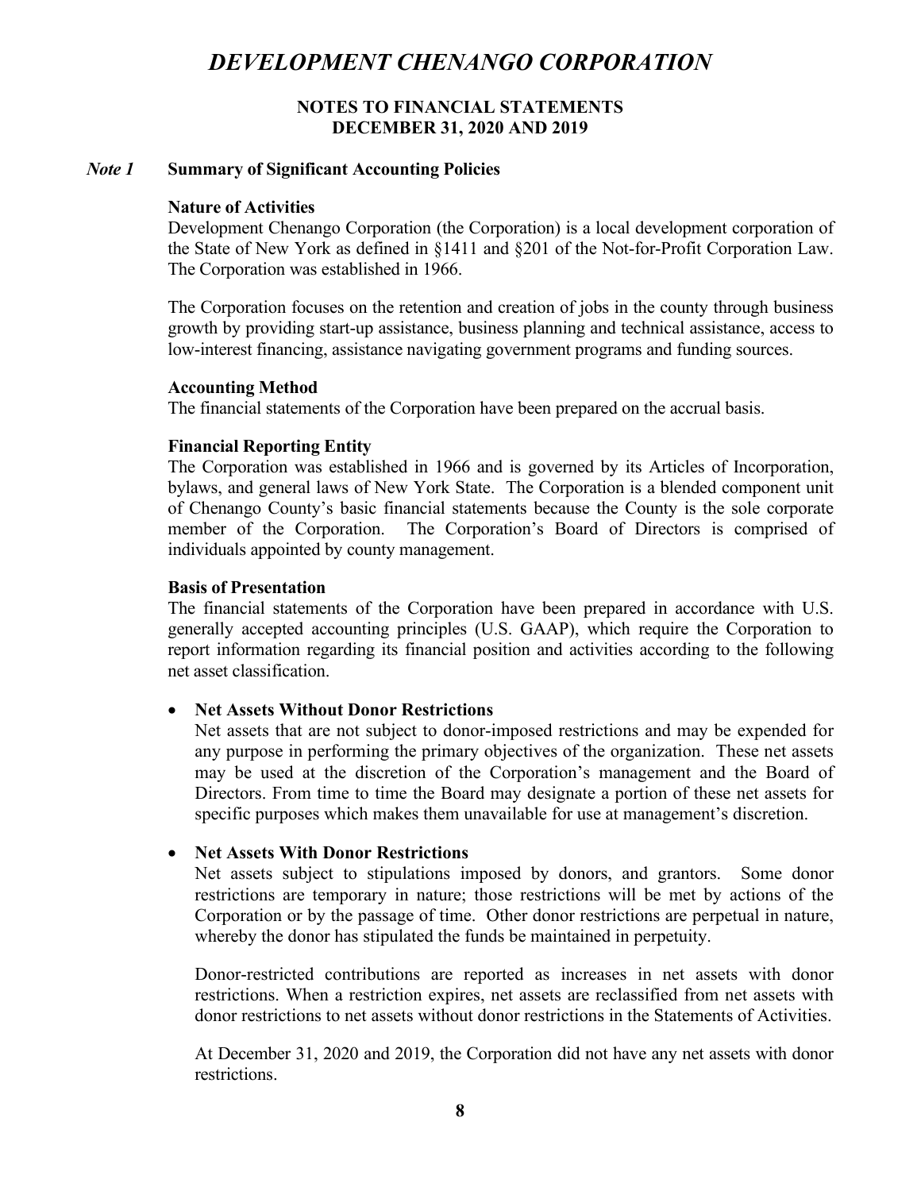# DEVELOPMENT CHENANGO CORPORATION

**NOTES TO FINANCIAL STATEMENTS**
**DECEMBER 31, 2020 AND 2019**

## *Note 1* Summary of Significant Accounting Policies

**Nature of Activities**

Development Chenango Corporation (the Corporation) is a local development corporation of the State of New York as defined in §1411 and §201 of the Not-for-Profit Corporation Law. The Corporation was established in 1966.

The Corporation focuses on the retention and creation of jobs in the county through business growth by providing start-up assistance, business planning and technical assistance, access to low-interest financing, assistance navigating government programs and funding sources.

**Accounting Method**

The financial statements of the Corporation have been prepared on the accrual basis.

**Financial Reporting Entity**

The Corporation was established in 1966 and is governed by its Articles of Incorporation, bylaws, and general laws of New York State. The Corporation is a blended component unit of Chenango County's basic financial statements because the County is the sole corporate member of the Corporation. The Corporation's Board of Directors is comprised of individuals appointed by county management.

**Basis of Presentation**

The financial statements of the Corporation have been prepared in accordance with U.S. generally accepted accounting principles (U.S. GAAP), which require the Corporation to report information regarding its financial position and activities according to the following net asset classification.

- **Net Assets Without Donor Restrictions**
  Net assets that are not subject to donor-imposed restrictions and may be expended for any purpose in performing the primary objectives of the organization. These net assets may be used at the discretion of the Corporation's management and the Board of Directors. From time to time the Board may designate a portion of these net assets for specific purposes which makes them unavailable for use at management's discretion.

- **Net Assets With Donor Restrictions**
  Net assets subject to stipulations imposed by donors, and grantors. Some donor restrictions are temporary in nature; those restrictions will be met by actions of the Corporation or by the passage of time. Other donor restrictions are perpetual in nature, whereby the donor has stipulated the funds be maintained in perpetuity.

  Donor-restricted contributions are reported as increases in net assets with donor restrictions. When a restriction expires, net assets are reclassified from net assets with donor restrictions to net assets without donor restrictions in the Statements of Activities.

  At December 31, 2020 and 2019, the Corporation did not have any net assets with donor restrictions.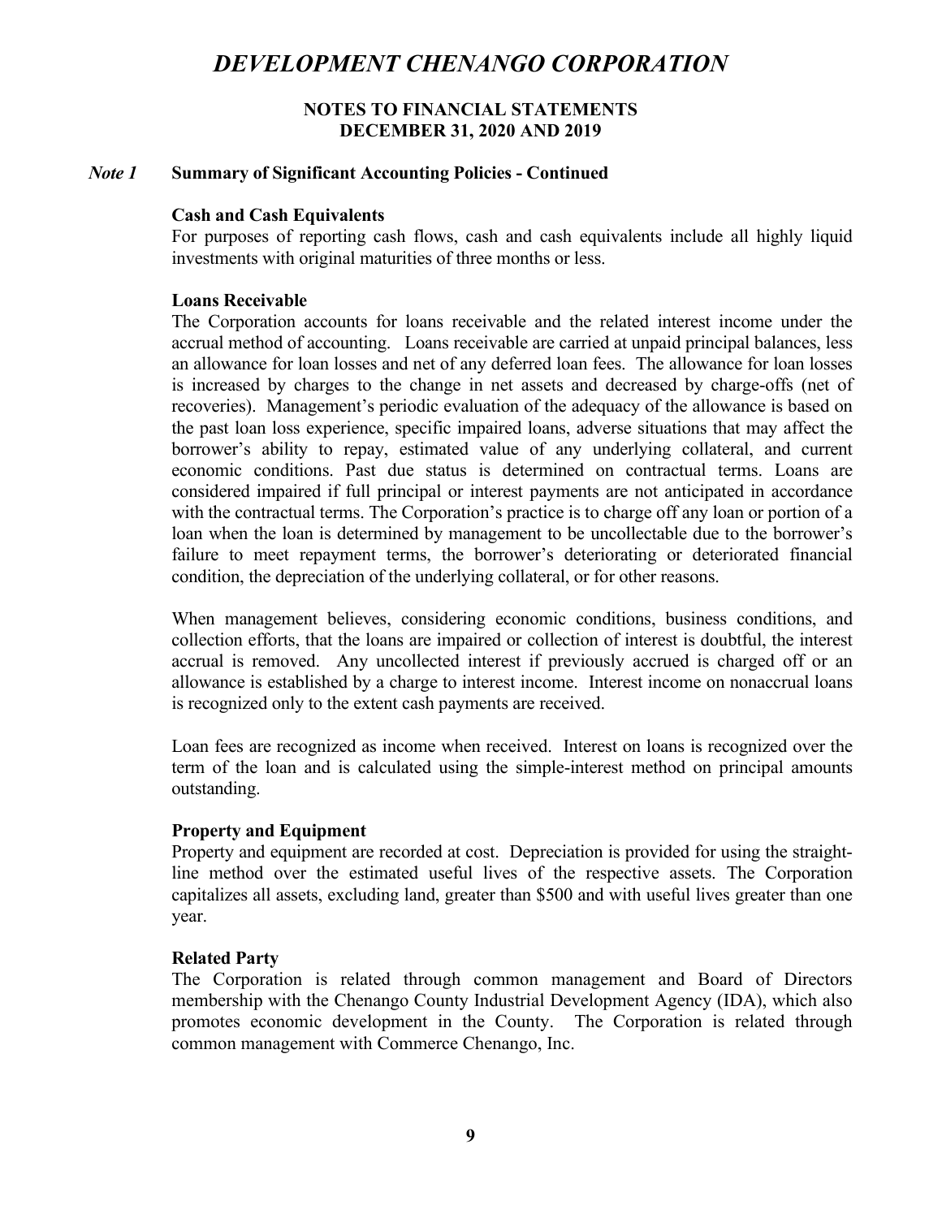# DEVELOPMENT CHENANGO CORPORATION

**NOTES TO FINANCIAL STATEMENTS**
**DECEMBER 31, 2020 AND 2019**

## *Note 1* Summary of Significant Accounting Policies - Continued

**Cash and Cash Equivalents**

For purposes of reporting cash flows, cash and cash equivalents include all highly liquid investments with original maturities of three months or less.

**Loans Receivable**

The Corporation accounts for loans receivable and the related interest income under the accrual method of accounting. Loans receivable are carried at unpaid principal balances, less an allowance for loan losses and net of any deferred loan fees. The allowance for loan losses is increased by charges to the change in net assets and decreased by charge-offs (net of recoveries). Management's periodic evaluation of the adequacy of the allowance is based on the past loan loss experience, specific impaired loans, adverse situations that may affect the borrower's ability to repay, estimated value of any underlying collateral, and current economic conditions. Past due status is determined on contractual terms. Loans are considered impaired if full principal or interest payments are not anticipated in accordance with the contractual terms. The Corporation's practice is to charge off any loan or portion of a loan when the loan is determined by management to be uncollectable due to the borrower's failure to meet repayment terms, the borrower's deteriorating or deteriorated financial condition, the depreciation of the underlying collateral, or for other reasons.

When management believes, considering economic conditions, business conditions, and collection efforts, that the loans are impaired or collection of interest is doubtful, the interest accrual is removed. Any uncollected interest if previously accrued is charged off or an allowance is established by a charge to interest income. Interest income on nonaccrual loans is recognized only to the extent cash payments are received.

Loan fees are recognized as income when received. Interest on loans is recognized over the term of the loan and is calculated using the simple-interest method on principal amounts outstanding.

**Property and Equipment**

Property and equipment are recorded at cost. Depreciation is provided for using the straight-line method over the estimated useful lives of the respective assets. The Corporation capitalizes all assets, excluding land, greater than $500 and with useful lives greater than one year.

**Related Party**

The Corporation is related through common management and Board of Directors membership with the Chenango County Industrial Development Agency (IDA), which also promotes economic development in the County. The Corporation is related through common management with Commerce Chenango, Inc.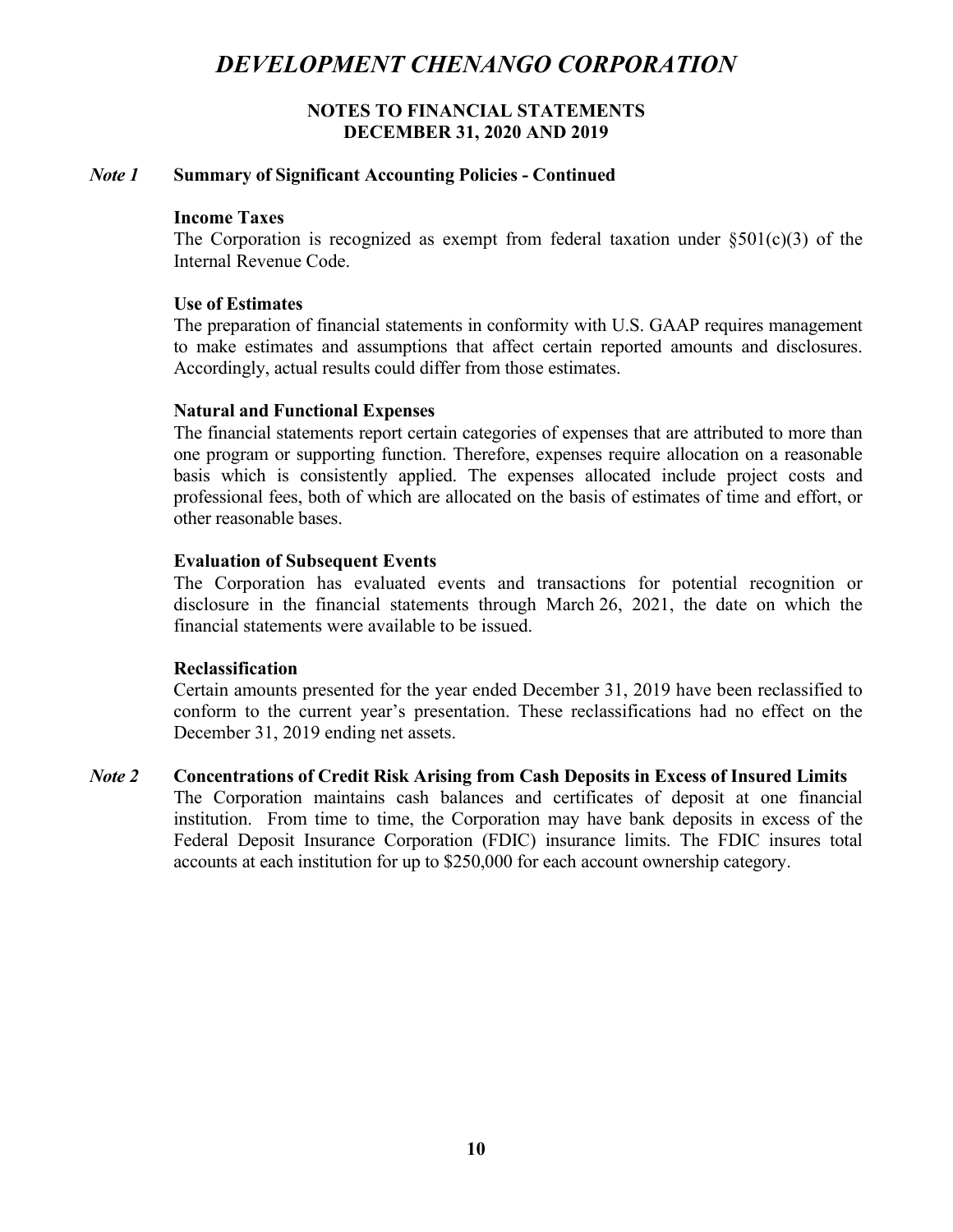# DEVELOPMENT CHENANGO CORPORATION

**NOTES TO FINANCIAL STATEMENTS**
**DECEMBER 31, 2020 AND 2019**

***Note 1*** **Summary of Significant Accounting Policies - Continued**

**Income Taxes**

The Corporation is recognized as exempt from federal taxation under §501(c)(3) of the Internal Revenue Code.

**Use of Estimates**

The preparation of financial statements in conformity with U.S. GAAP requires management to make estimates and assumptions that affect certain reported amounts and disclosures. Accordingly, actual results could differ from those estimates.

**Natural and Functional Expenses**

The financial statements report certain categories of expenses that are attributed to more than one program or supporting function. Therefore, expenses require allocation on a reasonable basis which is consistently applied. The expenses allocated include project costs and professional fees, both of which are allocated on the basis of estimates of time and effort, or other reasonable bases.

**Evaluation of Subsequent Events**

The Corporation has evaluated events and transactions for potential recognition or disclosure in the financial statements through March 26, 2021, the date on which the financial statements were available to be issued.

**Reclassification**

Certain amounts presented for the year ended December 31, 2019 have been reclassified to conform to the current year's presentation. These reclassifications had no effect on the December 31, 2019 ending net assets.

***Note 2*** **Concentrations of Credit Risk Arising from Cash Deposits in Excess of Insured Limits**

The Corporation maintains cash balances and certificates of deposit at one financial institution. From time to time, the Corporation may have bank deposits in excess of the Federal Deposit Insurance Corporation (FDIC) insurance limits. The FDIC insures total accounts at each institution for up to $250,000 for each account ownership category.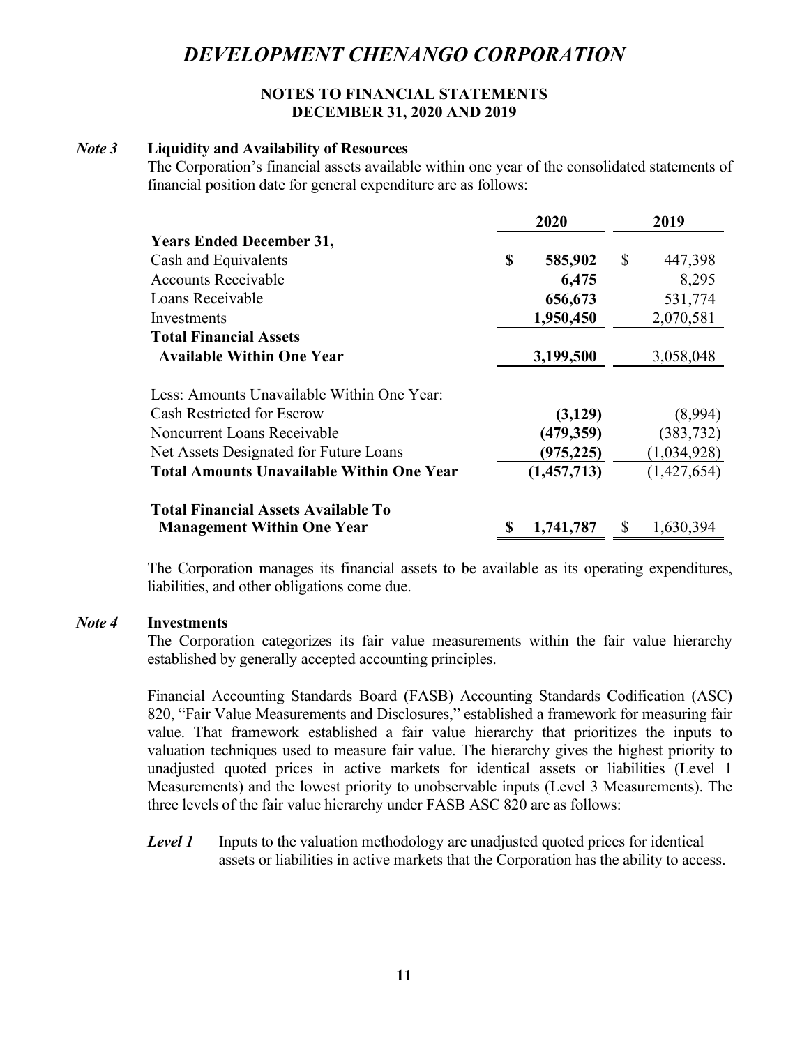# DEVELOPMENT CHENANGO CORPORATION

**NOTES TO FINANCIAL STATEMENTS**
**DECEMBER 31, 2020 AND 2019**

## *Note 3* Liquidity and Availability of Resources

The Corporation's financial assets available within one year of the consolidated statements of financial position date for general expenditure are as follows:

| | 2020 | 2019 |
|---|---|---|
| **Years Ended December 31,** | | |
| Cash and Equivalents | **$ 585,902** | $ 447,398 |
| Accounts Receivable | **6,475** | 8,295 |
| Loans Receivable | **656,673** | 531,774 |
| Investments | **1,950,450** | 2,070,581 |
| **Total Financial Assets Available Within One Year** | **3,199,500** | 3,058,048 |
| Less: Amounts Unavailable Within One Year: | | |
| Cash Restricted for Escrow | **(3,129)** | (8,994) |
| Noncurrent Loans Receivable | **(479,359)** | (383,732) |
| Net Assets Designated for Future Loans | **(975,225)** | (1,034,928) |
| **Total Amounts Unavailable Within One Year** | **(1,457,713)** | (1,427,654) |
| **Total Financial Assets Available To Management Within One Year** | **$ 1,741,787** | $ 1,630,394 |

The Corporation manages its financial assets to be available as its operating expenditures, liabilities, and other obligations come due.

## *Note 4* Investments

The Corporation categorizes its fair value measurements within the fair value hierarchy established by generally accepted accounting principles.

Financial Accounting Standards Board (FASB) Accounting Standards Codification (ASC) 820, "Fair Value Measurements and Disclosures," established a framework for measuring fair value. That framework established a fair value hierarchy that prioritizes the inputs to valuation techniques used to measure fair value. The hierarchy gives the highest priority to unadjusted quoted prices in active markets for identical assets or liabilities (Level 1 Measurements) and the lowest priority to unobservable inputs (Level 3 Measurements). The three levels of the fair value hierarchy under FASB ASC 820 are as follows:

***Level 1*** Inputs to the valuation methodology are unadjusted quoted prices for identical assets or liabilities in active markets that the Corporation has the ability to access.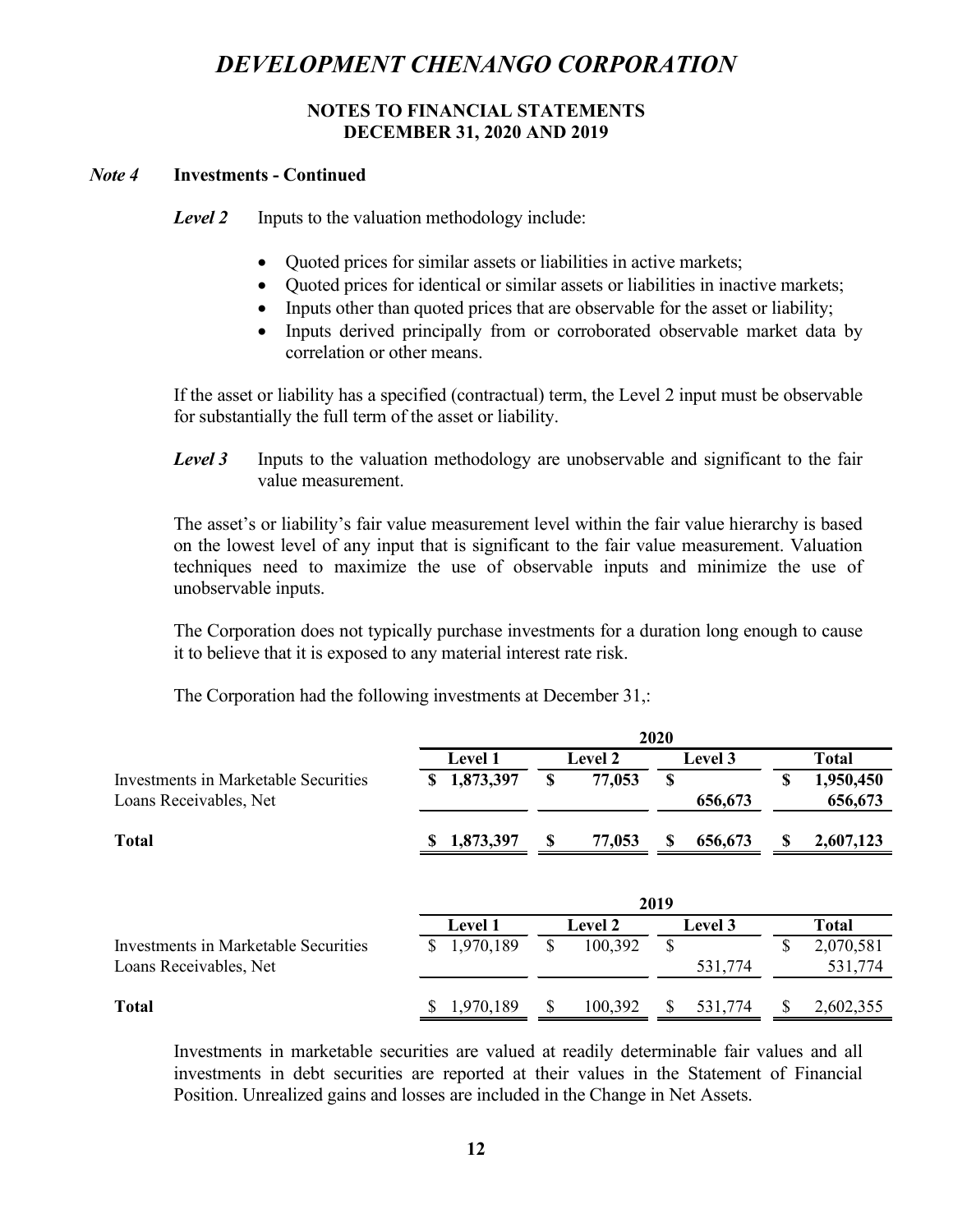# DEVELOPMENT CHENANGO CORPORATION

**NOTES TO FINANCIAL STATEMENTS**
**DECEMBER 31, 2020 AND 2019**

***Note 4*** **Investments - Continued**

***Level 2*** Inputs to the valuation methodology include:

- Quoted prices for similar assets or liabilities in active markets;
- Quoted prices for identical or similar assets or liabilities in inactive markets;
- Inputs other than quoted prices that are observable for the asset or liability;
- Inputs derived principally from or corroborated observable market data by correlation or other means.

If the asset or liability has a specified (contractual) term, the Level 2 input must be observable for substantially the full term of the asset or liability.

***Level 3*** Inputs to the valuation methodology are unobservable and significant to the fair value measurement.

The asset's or liability's fair value measurement level within the fair value hierarchy is based on the lowest level of any input that is significant to the fair value measurement. Valuation techniques need to maximize the use of observable inputs and minimize the use of unobservable inputs.

The Corporation does not typically purchase investments for a duration long enough to cause it to believe that it is exposed to any material interest rate risk.

The Corporation had the following investments at December 31,:

| | **2020** | | | |
|---|---|---|---|---|
| | **Level 1** | **Level 2** | **Level 3** | **Total** |
| Investments in Marketable Securities | **$ 1,873,397** | **$ 77,053** | **$** | **$ 1,950,450** |
| Loans Receivables, Net | | | **656,673** | **656,673** |
| **Total** | **$ 1,873,397** | **$ 77,053** | **$ 656,673** | **$ 2,607,123** |

| | **2019** | | | |
|---|---|---|---|---|
| | **Level 1** | **Level 2** | **Level 3** | **Total** |
| Investments in Marketable Securities | $ 1,970,189 | $ 100,392 | $ | $ 2,070,581 |
| Loans Receivables, Net | | | 531,774 | 531,774 |
| **Total** | $ 1,970,189 | $ 100,392 | $ 531,774 | $ 2,602,355 |

Investments in marketable securities are valued at readily determinable fair values and all investments in debt securities are reported at their values in the Statement of Financial Position. Unrealized gains and losses are included in the Change in Net Assets.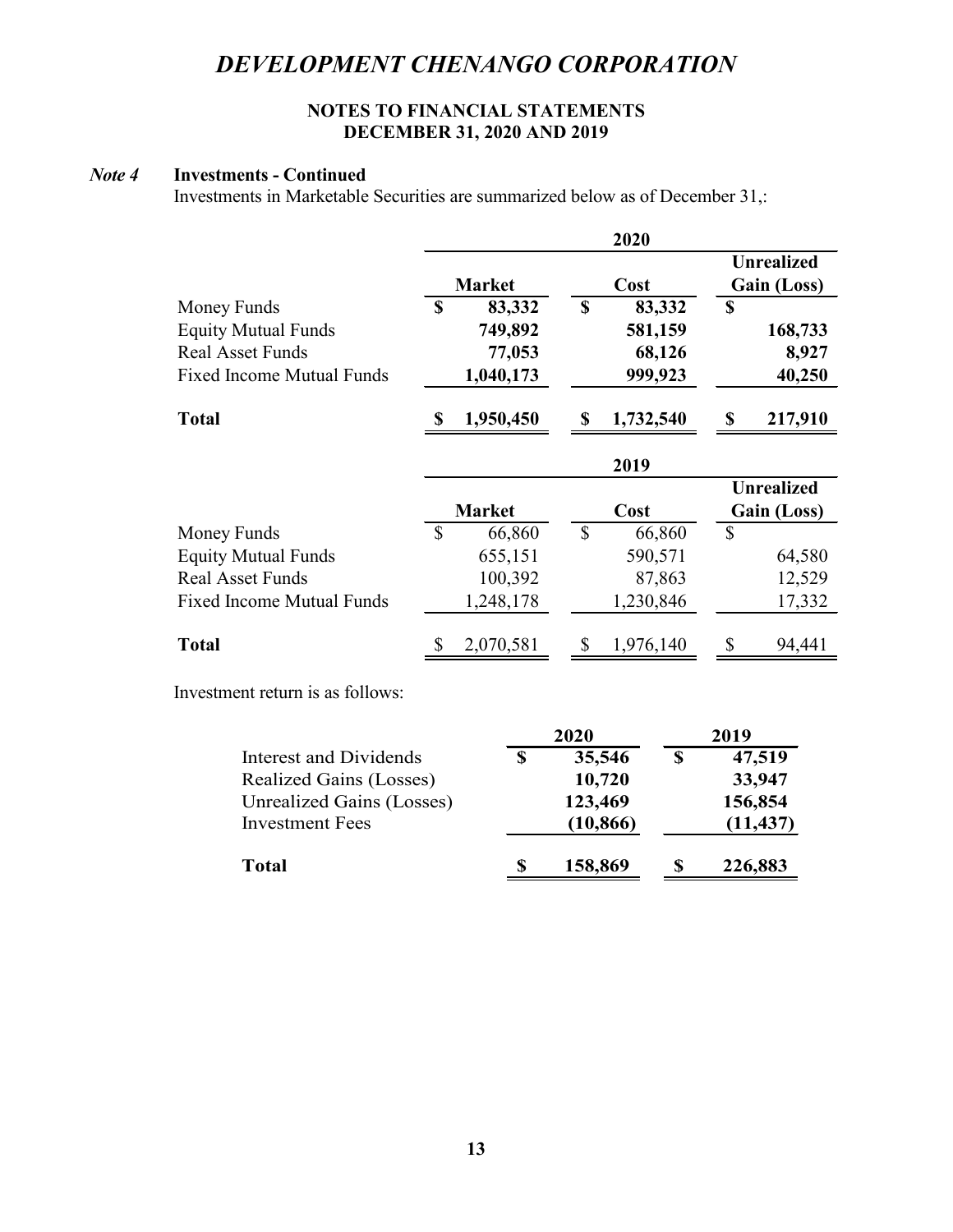# DEVELOPMENT CHENANGO CORPORATION

**NOTES TO FINANCIAL STATEMENTS**
**DECEMBER 31, 2020 AND 2019**

***Note 4*** **Investments - Continued**

Investments in Marketable Securities are summarized below as of December 31,:

| | 2020 | | |
|---|---|---|---|
| | **Market** | **Cost** | **Unrealized Gain (Loss)** |
| Money Funds | **$ 83,332** | **$ 83,332** | **$** |
| Equity Mutual Funds | **749,892** | **581,159** | **168,733** |
| Real Asset Funds | **77,053** | **68,126** | **8,927** |
| Fixed Income Mutual Funds | **1,040,173** | **999,923** | **40,250** |
| **Total** | **$ 1,950,450** | **$ 1,732,540** | **$ 217,910** |

| | 2019 | | |
|---|---|---|---|
| | **Market** | **Cost** | **Unrealized Gain (Loss)** |
| Money Funds | $ 66,860 | $ 66,860 | $ |
| Equity Mutual Funds | 655,151 | 590,571 | 64,580 |
| Real Asset Funds | 100,392 | 87,863 | 12,529 |
| Fixed Income Mutual Funds | 1,248,178 | 1,230,846 | 17,332 |
| **Total** | $ 2,070,581 | $ 1,976,140 | $ 94,441 |

Investment return is as follows:

| | 2020 | 2019 |
|---|---|---|
| Interest and Dividends | **$ 35,546** | **$ 47,519** |
| Realized Gains (Losses) | **10,720** | **33,947** |
| Unrealized Gains (Losses) | **123,469** | **156,854** |
| Investment Fees | **(10,866)** | **(11,437)** |
| **Total** | **$ 158,869** | **$ 226,883** |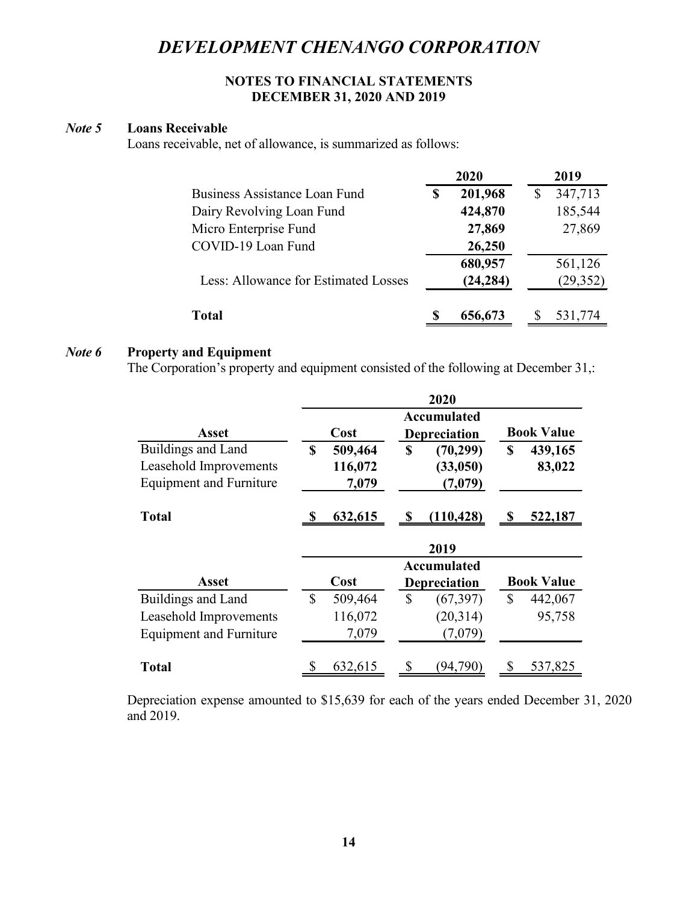# DEVELOPMENT CHENANGO CORPORATION

**NOTES TO FINANCIAL STATEMENTS**
**DECEMBER 31, 2020 AND 2019**

### *Note 5* Loans Receivable

Loans receivable, net of allowance, is summarized as follows:

| | 2020 | 2019 |
|---|---|---|
| Business Assistance Loan Fund | **$ 201,968** | $ 347,713 |
| Dairy Revolving Loan Fund | **424,870** | 185,544 |
| Micro Enterprise Fund | **27,869** | 27,869 |
| COVID-19 Loan Fund | **26,250** | |
| | **680,957** | 561,126 |
| Less: Allowance for Estimated Losses | **(24,284)** | (29,352) |
| **Total** | **$ 656,673** | $ 531,774 |

### *Note 6* Property and Equipment

The Corporation's property and equipment consisted of the following at December 31,:

| | 2020 | | |
|---|---|---|---|
| **Asset** | **Cost** | **Accumulated Depreciation** | **Book Value** |
| Buildings and Land | **$ 509,464** | **$ (70,299)** | **$ 439,165** |
| Leasehold Improvements | **116,072** | **(33,050)** | **83,022** |
| Equipment and Furniture | **7,079** | **(7,079)** | |
| **Total** | **$ 632,615** | **$ (110,428)** | **$ 522,187** |

| | 2019 | | |
|---|---|---|---|
| **Asset** | **Cost** | **Accumulated Depreciation** | **Book Value** |
| Buildings and Land | $ 509,464 | $ (67,397) | $ 442,067 |
| Leasehold Improvements | 116,072 | (20,314) | 95,758 |
| Equipment and Furniture | 7,079 | (7,079) | |
| **Total** | $ 632,615 | $ (94,790) | $ 537,825 |

Depreciation expense amounted to $15,639 for each of the years ended December 31, 2020 and 2019.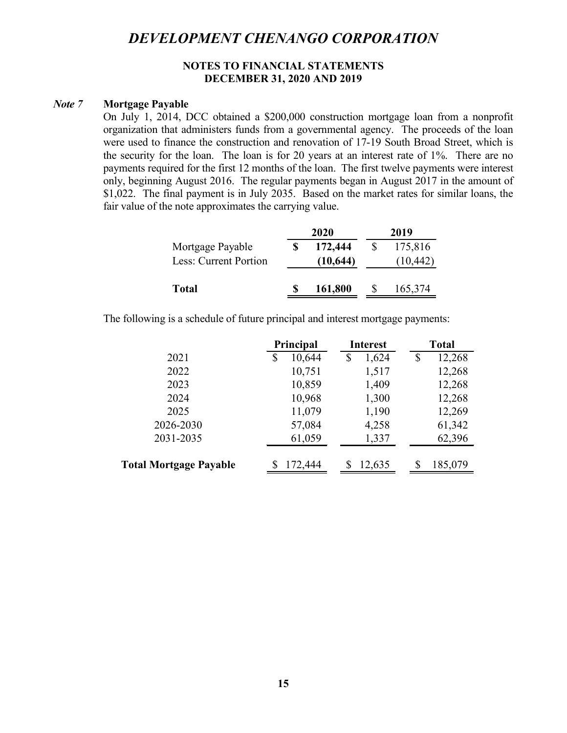# DEVELOPMENT CHENANGO CORPORATION

**NOTES TO FINANCIAL STATEMENTS**
**DECEMBER 31, 2020 AND 2019**

## *Note 7* Mortgage Payable

On July 1, 2014, DCC obtained a $200,000 construction mortgage loan from a nonprofit organization that administers funds from a governmental agency. The proceeds of the loan were used to finance the construction and renovation of 17-19 South Broad Street, which is the security for the loan. The loan is for 20 years at an interest rate of 1%. There are no payments required for the first 12 months of the loan. The first twelve payments were interest only, beginning August 2016. The regular payments began in August 2017 in the amount of $1,022. The final payment is in July 2035. Based on the market rates for similar loans, the fair value of the note approximates the carrying value.

| | 2020 | 2019 |
|---|---|---|
| Mortgage Payable | **$ 172,444** | $ 175,816 |
| Less: Current Portion | **(10,644)** | (10,442) |
| **Total** | **$ 161,800** | $ 165,374 |

The following is a schedule of future principal and interest mortgage payments:

| | Principal | Interest | Total |
|---|---|---|---|
| 2021 | $ 10,644 | $ 1,624 | $ 12,268 |
| 2022 | 10,751 | 1,517 | 12,268 |
| 2023 | 10,859 | 1,409 | 12,268 |
| 2024 | 10,968 | 1,300 | 12,268 |
| 2025 | 11,079 | 1,190 | 12,269 |
| 2026-2030 | 57,084 | 4,258 | 61,342 |
| 2031-2035 | 61,059 | 1,337 | 62,396 |
| **Total Mortgage Payable** | $ 172,444 | $ 12,635 | $ 185,079 |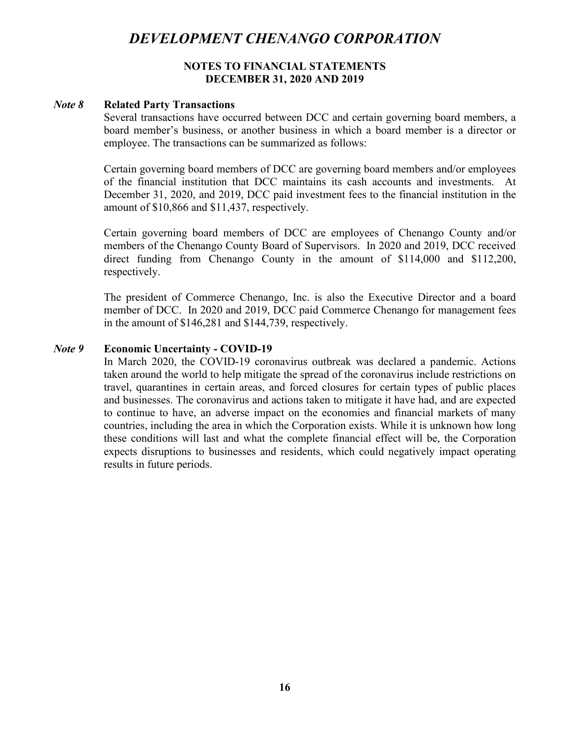# DEVELOPMENT CHENANGO CORPORATION

**NOTES TO FINANCIAL STATEMENTS**
**DECEMBER 31, 2020 AND 2019**

### *Note 8* Related Party Transactions

Several transactions have occurred between DCC and certain governing board members, a board member's business, or another business in which a board member is a director or employee. The transactions can be summarized as follows:

Certain governing board members of DCC are governing board members and/or employees of the financial institution that DCC maintains its cash accounts and investments. At December 31, 2020, and 2019, DCC paid investment fees to the financial institution in the amount of $10,866 and $11,437, respectively.

Certain governing board members of DCC are employees of Chenango County and/or members of the Chenango County Board of Supervisors. In 2020 and 2019, DCC received direct funding from Chenango County in the amount of $114,000 and $112,200, respectively.

The president of Commerce Chenango, Inc. is also the Executive Director and a board member of DCC. In 2020 and 2019, DCC paid Commerce Chenango for management fees in the amount of $146,281 and $144,739, respectively.

### *Note 9* Economic Uncertainty - COVID-19

In March 2020, the COVID-19 coronavirus outbreak was declared a pandemic. Actions taken around the world to help mitigate the spread of the coronavirus include restrictions on travel, quarantines in certain areas, and forced closures for certain types of public places and businesses. The coronavirus and actions taken to mitigate it have had, and are expected to continue to have, an adverse impact on the economies and financial markets of many countries, including the area in which the Corporation exists. While it is unknown how long these conditions will last and what the complete financial effect will be, the Corporation expects disruptions to businesses and residents, which could negatively impact operating results in future periods.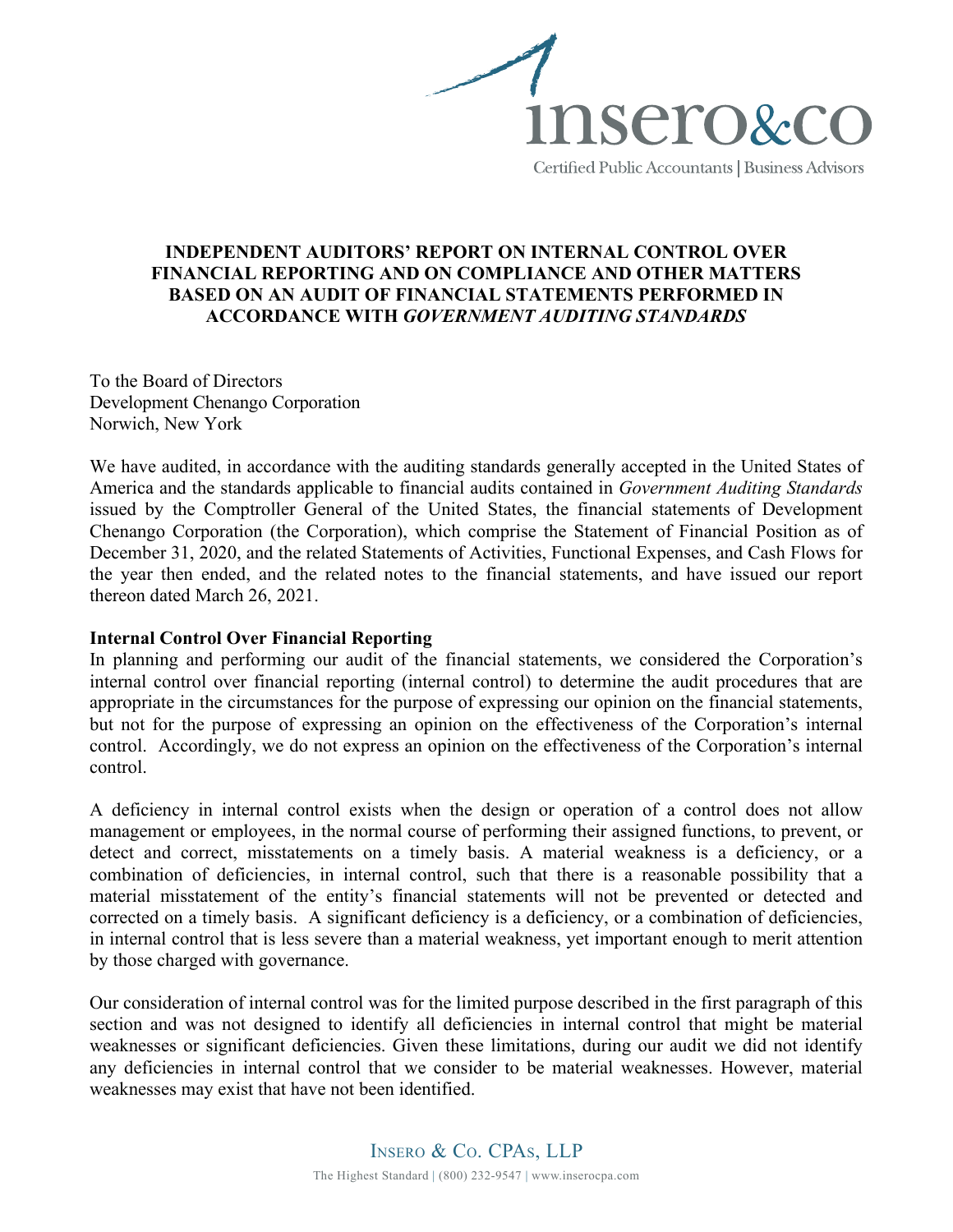## INDEPENDENT AUDITORS' REPORT ON INTERNAL CONTROL OVER FINANCIAL REPORTING AND ON COMPLIANCE AND OTHER MATTERS BASED ON AN AUDIT OF FINANCIAL STATEMENTS PERFORMED IN ACCORDANCE WITH *GOVERNMENT AUDITING STANDARDS*

To the Board of Directors
Development Chenango Corporation
Norwich, New York

We have audited, in accordance with the auditing standards generally accepted in the United States of America and the standards applicable to financial audits contained in *Government Auditing Standards* issued by the Comptroller General of the United States, the financial statements of Development Chenango Corporation (the Corporation), which comprise the Statement of Financial Position as of December 31, 2020, and the related Statements of Activities, Functional Expenses, and Cash Flows for the year then ended, and the related notes to the financial statements, and have issued our report thereon dated March 26, 2021.

**Internal Control Over Financial Reporting**

In planning and performing our audit of the financial statements, we considered the Corporation's internal control over financial reporting (internal control) to determine the audit procedures that are appropriate in the circumstances for the purpose of expressing our opinion on the financial statements, but not for the purpose of expressing an opinion on the effectiveness of the Corporation's internal control. Accordingly, we do not express an opinion on the effectiveness of the Corporation's internal control.

A deficiency in internal control exists when the design or operation of a control does not allow management or employees, in the normal course of performing their assigned functions, to prevent, or detect and correct, misstatements on a timely basis. A material weakness is a deficiency, or a combination of deficiencies, in internal control, such that there is a reasonable possibility that a material misstatement of the entity's financial statements will not be prevented or detected and corrected on a timely basis. A significant deficiency is a deficiency, or a combination of deficiencies, in internal control that is less severe than a material weakness, yet important enough to merit attention by those charged with governance.

Our consideration of internal control was for the limited purpose described in the first paragraph of this section and was not designed to identify all deficiencies in internal control that might be material weaknesses or significant deficiencies. Given these limitations, during our audit we did not identify any deficiencies in internal control that we consider to be material weaknesses. However, material weaknesses may exist that have not been identified.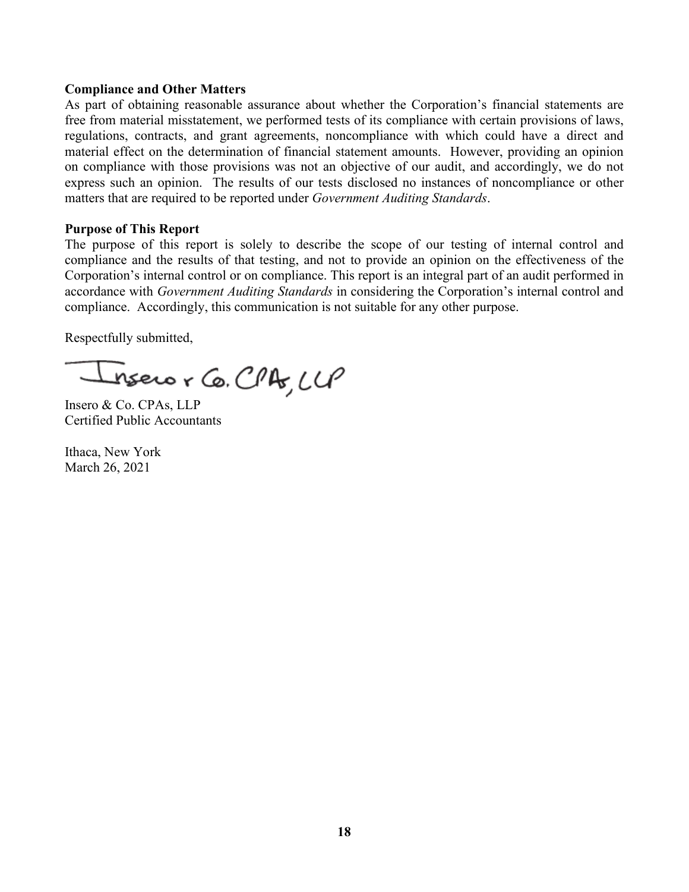**Compliance and Other Matters**

As part of obtaining reasonable assurance about whether the Corporation's financial statements are free from material misstatement, we performed tests of its compliance with certain provisions of laws, regulations, contracts, and grant agreements, noncompliance with which could have a direct and material effect on the determination of financial statement amounts. However, providing an opinion on compliance with those provisions was not an objective of our audit, and accordingly, we do not express such an opinion. The results of our tests disclosed no instances of noncompliance or other matters that are required to be reported under *Government Auditing Standards*.

**Purpose of This Report**

The purpose of this report is solely to describe the scope of our testing of internal control and compliance and the results of that testing, and not to provide an opinion on the effectiveness of the Corporation's internal control or on compliance. This report is an integral part of an audit performed in accordance with *Government Auditing Standards* in considering the Corporation's internal control and compliance. Accordingly, this communication is not suitable for any other purpose.

Respectfully submitted,

Insero & Co. CPAs, LLP

Insero & Co. CPAs, LLP
Certified Public Accountants

Ithaca, New York
March 26, 2021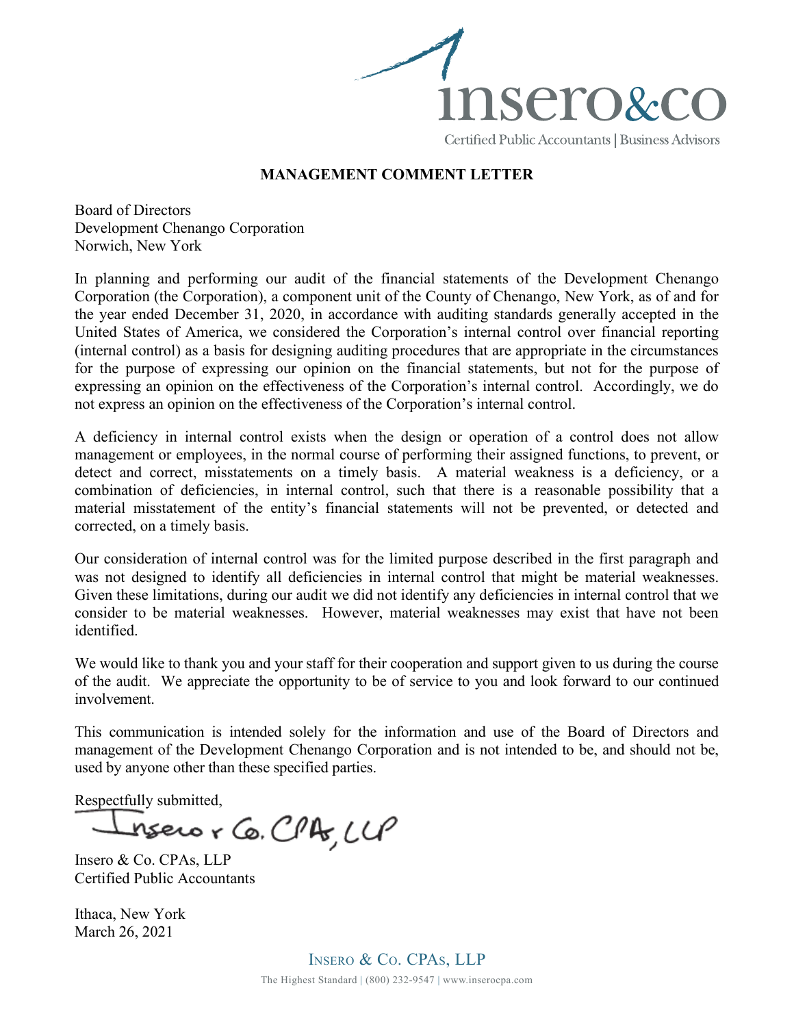insero&co

Certified Public Accountants | Business Advisors

## MANAGEMENT COMMENT LETTER

Board of Directors
Development Chenango Corporation
Norwich, New York

In planning and performing our audit of the financial statements of the Development Chenango Corporation (the Corporation), a component unit of the County of Chenango, New York, as of and for the year ended December 31, 2020, in accordance with auditing standards generally accepted in the United States of America, we considered the Corporation's internal control over financial reporting (internal control) as a basis for designing auditing procedures that are appropriate in the circumstances for the purpose of expressing our opinion on the financial statements, but not for the purpose of expressing an opinion on the effectiveness of the Corporation's internal control. Accordingly, we do not express an opinion on the effectiveness of the Corporation's internal control.

A deficiency in internal control exists when the design or operation of a control does not allow management or employees, in the normal course of performing their assigned functions, to prevent, or detect and correct, misstatements on a timely basis. A material weakness is a deficiency, or a combination of deficiencies, in internal control, such that there is a reasonable possibility that a material misstatement of the entity's financial statements will not be prevented, or detected and corrected, on a timely basis.

Our consideration of internal control was for the limited purpose described in the first paragraph and was not designed to identify all deficiencies in internal control that might be material weaknesses. Given these limitations, during our audit we did not identify any deficiencies in internal control that we consider to be material weaknesses. However, material weaknesses may exist that have not been identified.

We would like to thank you and your staff for their cooperation and support given to us during the course of the audit. We appreciate the opportunity to be of service to you and look forward to our continued involvement.

This communication is intended solely for the information and use of the Board of Directors and management of the Development Chenango Corporation and is not intended to be, and should not be, used by anyone other than these specified parties.

Respectfully submitted,

Insero & Co. CPAs, LLP

Insero & Co. CPAs, LLP
Certified Public Accountants

Ithaca, New York
March 26, 2021

INSERO & CO. CPAS, LLP

The Highest Standard | (800) 232-9547 | www.inserocpa.com